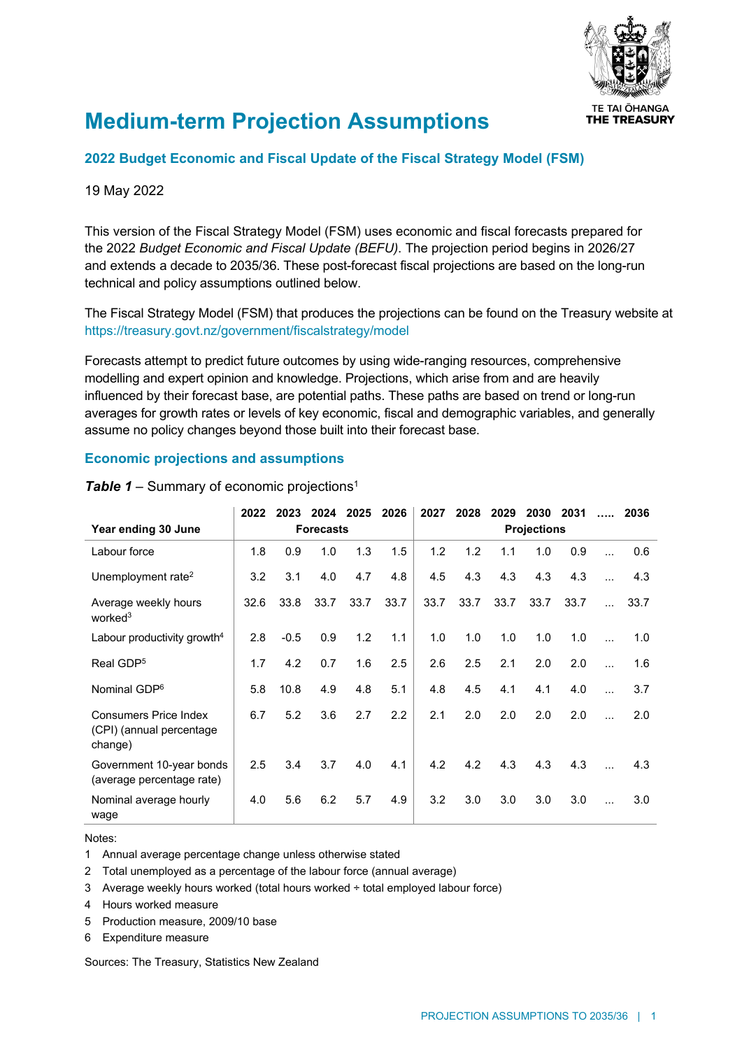# Medium-term Projection Assumptions

TE TAI ŌHANGA
THE TREASURY

## 2022 Budget Economic and Fiscal Update of the Fiscal Strategy Model (FSM)

19 May 2022

This version of the Fiscal Strategy Model (FSM) uses economic and fiscal forecasts prepared for the 2022 *Budget Economic and Fiscal Update (BEFU)*. The projection period begins in 2026/27 and extends a decade to 2035/36. These post-forecast fiscal projections are based on the long-run technical and policy assumptions outlined below.

The Fiscal Strategy Model (FSM) that produces the projections can be found on the Treasury website at https://treasury.govt.nz/government/fiscalstrategy/model

Forecasts attempt to predict future outcomes by using wide-ranging resources, comprehensive modelling and expert opinion and knowledge. Projections, which arise from and are heavily influenced by their forecast base, are potential paths. These paths are based on trend or long-run averages for growth rates or levels of key economic, fiscal and demographic variables, and generally assume no policy changes beyond those built into their forecast base.

### Economic projections and assumptions

***Table 1*** – Summary of economic projections[1]

| Year ending 30 June | 2022 | 2023 | 2024 | 2025 | 2026 | 2027 | 2028 | 2029 | 2030 | 2031 | ….. | 2036 |
|---|---|---|---|---|---|---|---|---|---|---|---|---|
| | Forecasts | | | | | Projections | | | | | | |
| Labour force | 1.8 | 0.9 | 1.0 | 1.3 | 1.5 | 1.2 | 1.2 | 1.1 | 1.0 | 0.9 | ... | 0.6 |
| Unemployment rate[2] | 3.2 | 3.1 | 4.0 | 4.7 | 4.8 | 4.5 | 4.3 | 4.3 | 4.3 | 4.3 | ... | 4.3 |
| Average weekly hours worked[3] | 32.6 | 33.8 | 33.7 | 33.7 | 33.7 | 33.7 | 33.7 | 33.7 | 33.7 | 33.7 | ... | 33.7 |
| Labour productivity growth[4] | 2.8 | -0.5 | 0.9 | 1.2 | 1.1 | 1.0 | 1.0 | 1.0 | 1.0 | 1.0 | ... | 1.0 |
| Real GDP[5] | 1.7 | 4.2 | 0.7 | 1.6 | 2.5 | 2.6 | 2.5 | 2.1 | 2.0 | 2.0 | ... | 1.6 |
| Nominal GDP[6] | 5.8 | 10.8 | 4.9 | 4.8 | 5.1 | 4.8 | 4.5 | 4.1 | 4.1 | 4.0 | ... | 3.7 |
| Consumers Price Index (CPI) (annual percentage change) | 6.7 | 5.2 | 3.6 | 2.7 | 2.2 | 2.1 | 2.0 | 2.0 | 2.0 | 2.0 | ... | 2.0 |
| Government 10-year bonds (average percentage rate) | 2.5 | 3.4 | 3.7 | 4.0 | 4.1 | 4.2 | 4.2 | 4.3 | 4.3 | 4.3 | ... | 4.3 |
| Nominal average hourly wage | 4.0 | 5.6 | 6.2 | 5.7 | 4.9 | 3.2 | 3.0 | 3.0 | 3.0 | 3.0 | ... | 3.0 |

Notes:

1 Annual average percentage change unless otherwise stated
2 Total unemployed as a percentage of the labour force (annual average)
3 Average weekly hours worked (total hours worked ÷ total employed labour force)
4 Hours worked measure
5 Production measure, 2009/10 base
6 Expenditure measure

Sources: The Treasury, Statistics New Zealand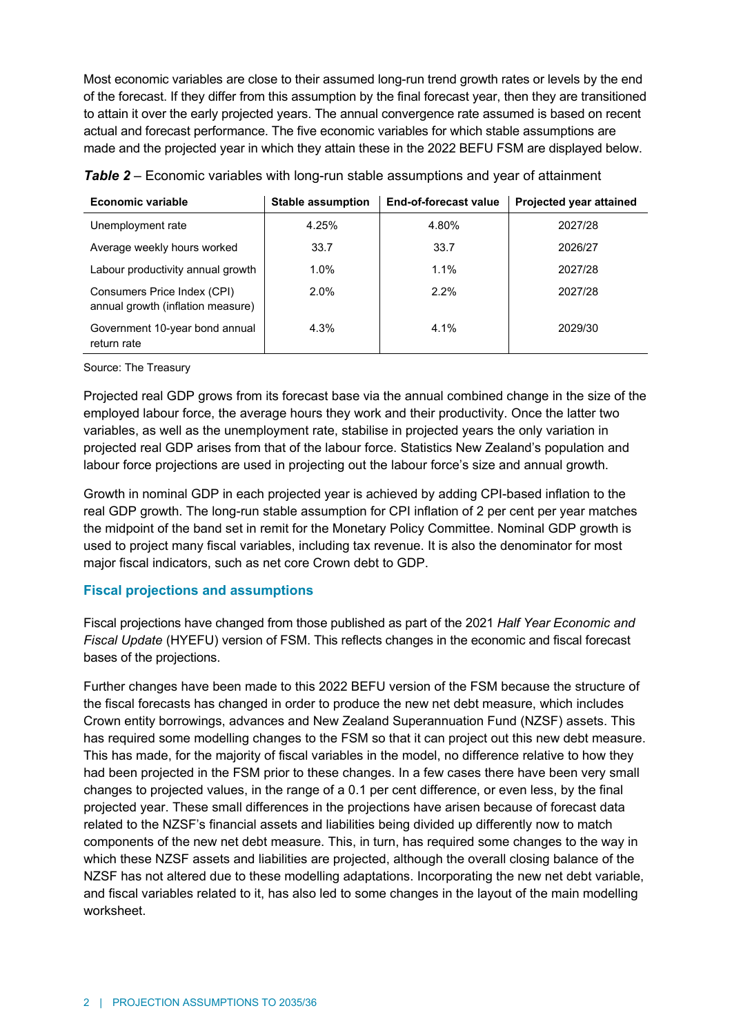Most economic variables are close to their assumed long-run trend growth rates or levels by the end of the forecast. If they differ from this assumption by the final forecast year, then they are transitioned to attain it over the early projected years. The annual convergence rate assumed is based on recent actual and forecast performance. The five economic variables for which stable assumptions are made and the projected year in which they attain these in the 2022 BEFU FSM are displayed below.

***Table 2*** – Economic variables with long-run stable assumptions and year of attainment

| Economic variable | Stable assumption | End-of-forecast value | Projected year attained |
|---|---|---|---|
| Unemployment rate | 4.25% | 4.80% | 2027/28 |
| Average weekly hours worked | 33.7 | 33.7 | 2026/27 |
| Labour productivity annual growth | 1.0% | 1.1% | 2027/28 |
| Consumers Price Index (CPI) annual growth (inflation measure) | 2.0% | 2.2% | 2027/28 |
| Government 10-year bond annual return rate | 4.3% | 4.1% | 2029/30 |

Source: The Treasury

Projected real GDP grows from its forecast base via the annual combined change in the size of the employed labour force, the average hours they work and their productivity. Once the latter two variables, as well as the unemployment rate, stabilise in projected years the only variation in projected real GDP arises from that of the labour force. Statistics New Zealand's population and labour force projections are used in projecting out the labour force's size and annual growth.

Growth in nominal GDP in each projected year is achieved by adding CPI-based inflation to the real GDP growth. The long-run stable assumption for CPI inflation of 2 per cent per year matches the midpoint of the band set in remit for the Monetary Policy Committee. Nominal GDP growth is used to project many fiscal variables, including tax revenue. It is also the denominator for most major fiscal indicators, such as net core Crown debt to GDP.

### Fiscal projections and assumptions

Fiscal projections have changed from those published as part of the 2021 *Half Year Economic and Fiscal Update* (HYEFU) version of FSM. This reflects changes in the economic and fiscal forecast bases of the projections.

Further changes have been made to this 2022 BEFU version of the FSM because the structure of the fiscal forecasts has changed in order to produce the new net debt measure, which includes Crown entity borrowings, advances and New Zealand Superannuation Fund (NZSF) assets. This has required some modelling changes to the FSM so that it can project out this new debt measure. This has made, for the majority of fiscal variables in the model, no difference relative to how they had been projected in the FSM prior to these changes. In a few cases there have been very small changes to projected values, in the range of a 0.1 per cent difference, or even less, by the final projected year. These small differences in the projections have arisen because of forecast data related to the NZSF's financial assets and liabilities being divided up differently now to match components of the new net debt measure. This, in turn, has required some changes to the way in which these NZSF assets and liabilities are projected, although the overall closing balance of the NZSF has not altered due to these modelling adaptations. Incorporating the new net debt variable, and fiscal variables related to it, has also led to some changes in the layout of the main modelling worksheet.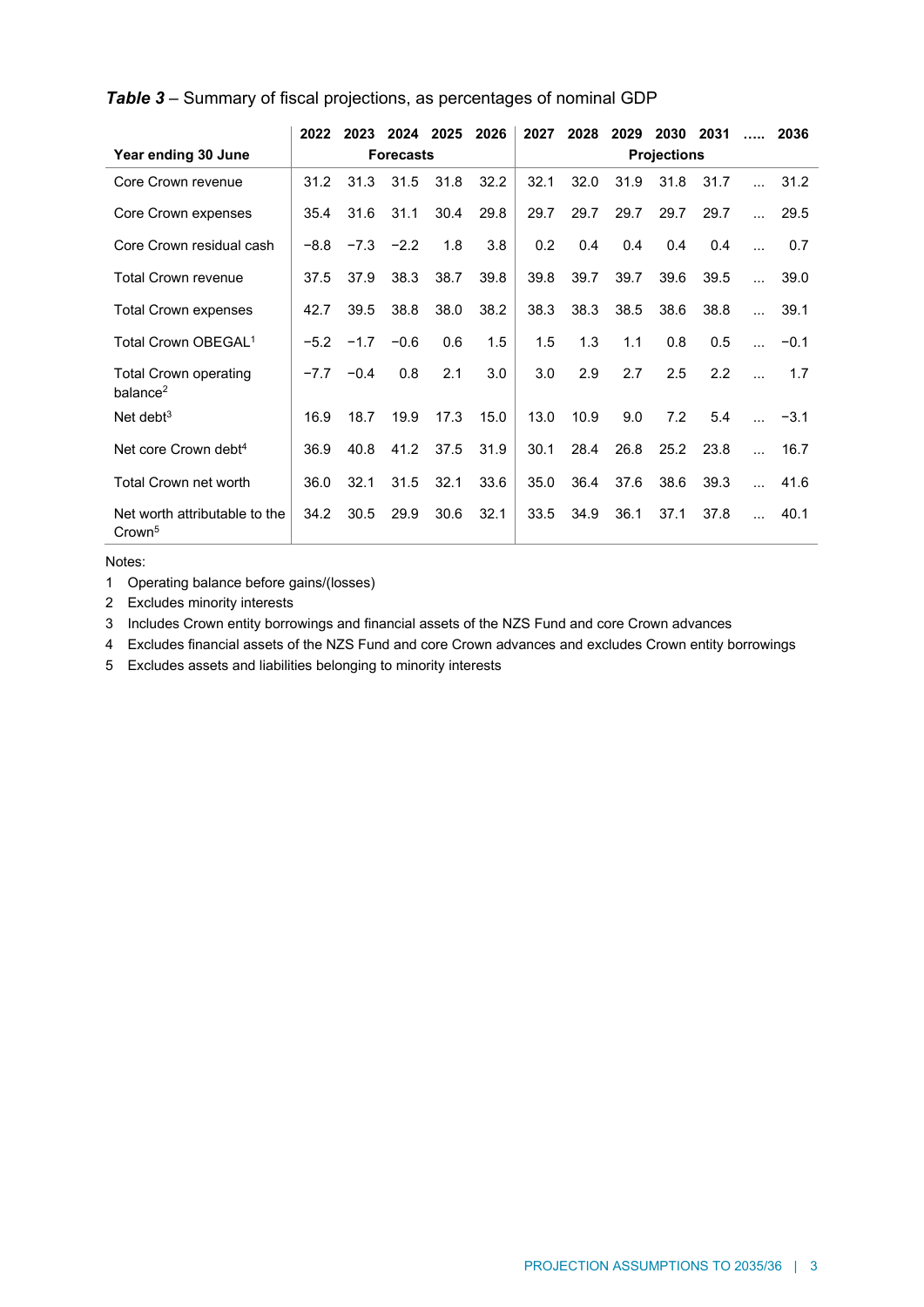***Table 3*** – Summary of fiscal projections, as percentages of nominal GDP

| Year ending 30 June | 2022 | 2023 | 2024 | 2025 | 2026 | 2027 | 2028 | 2029 | 2030 | 2031 | ….. | 2036 |
|---|---|---|---|---|---|---|---|---|---|---|---|---|
| | Forecasts | | | | | Projections | | | | | | |
| Core Crown revenue | 31.2 | 31.3 | 31.5 | 31.8 | 32.2 | 32.1 | 32.0 | 31.9 | 31.8 | 31.7 | ... | 31.2 |
| Core Crown expenses | 35.4 | 31.6 | 31.1 | 30.4 | 29.8 | 29.7 | 29.7 | 29.7 | 29.7 | 29.7 | ... | 29.5 |
| Core Crown residual cash | −8.8 | −7.3 | −2.2 | 1.8 | 3.8 | 0.2 | 0.4 | 0.4 | 0.4 | 0.4 | ... | 0.7 |
| Total Crown revenue | 37.5 | 37.9 | 38.3 | 38.7 | 39.8 | 39.8 | 39.7 | 39.7 | 39.6 | 39.5 | ... | 39.0 |
| Total Crown expenses | 42.7 | 39.5 | 38.8 | 38.0 | 38.2 | 38.3 | 38.3 | 38.5 | 38.6 | 38.8 | ... | 39.1 |
| Total Crown OBEGAL[1] | −5.2 | −1.7 | −0.6 | 0.6 | 1.5 | 1.5 | 1.3 | 1.1 | 0.8 | 0.5 | ... | −0.1 |
| Total Crown operating balance[2] | −7.7 | −0.4 | 0.8 | 2.1 | 3.0 | 3.0 | 2.9 | 2.7 | 2.5 | 2.2 | ... | 1.7 |
| Net debt[3] | 16.9 | 18.7 | 19.9 | 17.3 | 15.0 | 13.0 | 10.9 | 9.0 | 7.2 | 5.4 | ... | −3.1 |
| Net core Crown debt[4] | 36.9 | 40.8 | 41.2 | 37.5 | 31.9 | 30.1 | 28.4 | 26.8 | 25.2 | 23.8 | ... | 16.7 |
| Total Crown net worth | 36.0 | 32.1 | 31.5 | 32.1 | 33.6 | 35.0 | 36.4 | 37.6 | 38.6 | 39.3 | ... | 41.6 |
| Net worth attributable to the Crown[5] | 34.2 | 30.5 | 29.9 | 30.6 | 32.1 | 33.5 | 34.9 | 36.1 | 37.1 | 37.8 | ... | 40.1 |

Notes:

1 Operating balance before gains/(losses)

2 Excludes minority interests

3 Includes Crown entity borrowings and financial assets of the NZS Fund and core Crown advances

4 Excludes financial assets of the NZS Fund and core Crown advances and excludes Crown entity borrowings

5 Excludes assets and liabilities belonging to minority interests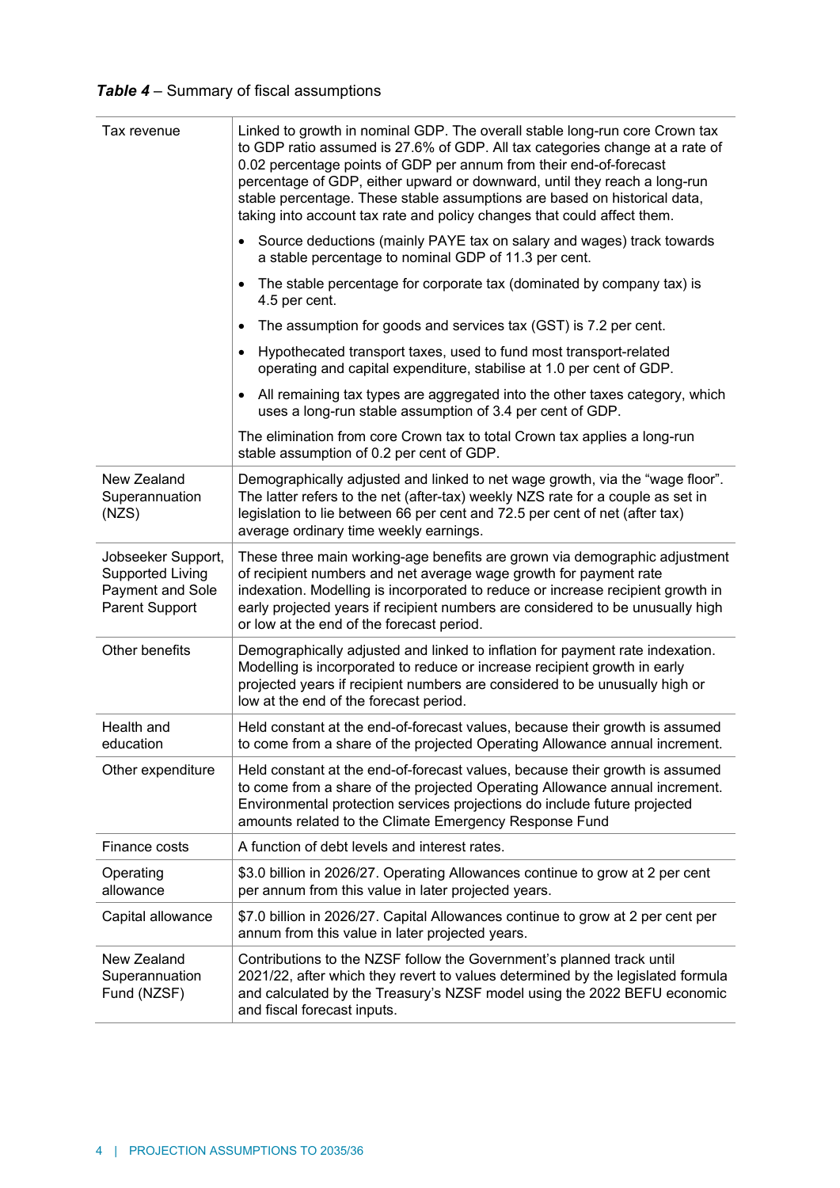***Table 4*** – Summary of fiscal assumptions

| | |
|---|---|
| Tax revenue | Linked to growth in nominal GDP. The overall stable long-run core Crown tax to GDP ratio assumed is 27.6% of GDP. All tax categories change at a rate of 0.02 percentage points of GDP per annum from their end-of-forecast percentage of GDP, either upward or downward, until they reach a long-run stable percentage. These stable assumptions are based on historical data, taking into account tax rate and policy changes that could affect them.<br>• Source deductions (mainly PAYE tax on salary and wages) track towards a stable percentage to nominal GDP of 11.3 per cent.<br>• The stable percentage for corporate tax (dominated by company tax) is 4.5 per cent.<br>• The assumption for goods and services tax (GST) is 7.2 per cent.<br>• Hypothecated transport taxes, used to fund most transport-related operating and capital expenditure, stabilise at 1.0 per cent of GDP.<br>• All remaining tax types are aggregated into the other taxes category, which uses a long-run stable assumption of 3.4 per cent of GDP.<br>The elimination from core Crown tax to total Crown tax applies a long-run stable assumption of 0.2 per cent of GDP. |
| New Zealand Superannuation (NZS) | Demographically adjusted and linked to net wage growth, via the "wage floor". The latter refers to the net (after-tax) weekly NZS rate for a couple as set in legislation to lie between 66 per cent and 72.5 per cent of net (after tax) average ordinary time weekly earnings. |
| Jobseeker Support, Supported Living Payment and Sole Parent Support | These three main working-age benefits are grown via demographic adjustment of recipient numbers and net average wage growth for payment rate indexation. Modelling is incorporated to reduce or increase recipient growth in early projected years if recipient numbers are considered to be unusually high or low at the end of the forecast period. |
| Other benefits | Demographically adjusted and linked to inflation for payment rate indexation. Modelling is incorporated to reduce or increase recipient growth in early projected years if recipient numbers are considered to be unusually high or low at the end of the forecast period. |
| Health and education | Held constant at the end-of-forecast values, because their growth is assumed to come from a share of the projected Operating Allowance annual increment. |
| Other expenditure | Held constant at the end-of-forecast values, because their growth is assumed to come from a share of the projected Operating Allowance annual increment. Environmental protection services projections do include future projected amounts related to the Climate Emergency Response Fund |
| Finance costs | A function of debt levels and interest rates. |
| Operating allowance | $3.0 billion in 2026/27. Operating Allowances continue to grow at 2 per cent per annum from this value in later projected years. |
| Capital allowance | $7.0 billion in 2026/27. Capital Allowances continue to grow at 2 per cent per annum from this value in later projected years. |
| New Zealand Superannuation Fund (NZSF) | Contributions to the NZSF follow the Government's planned track until 2021/22, after which they revert to values determined by the legislated formula and calculated by the Treasury's NZSF model using the 2022 BEFU economic and fiscal forecast inputs. |